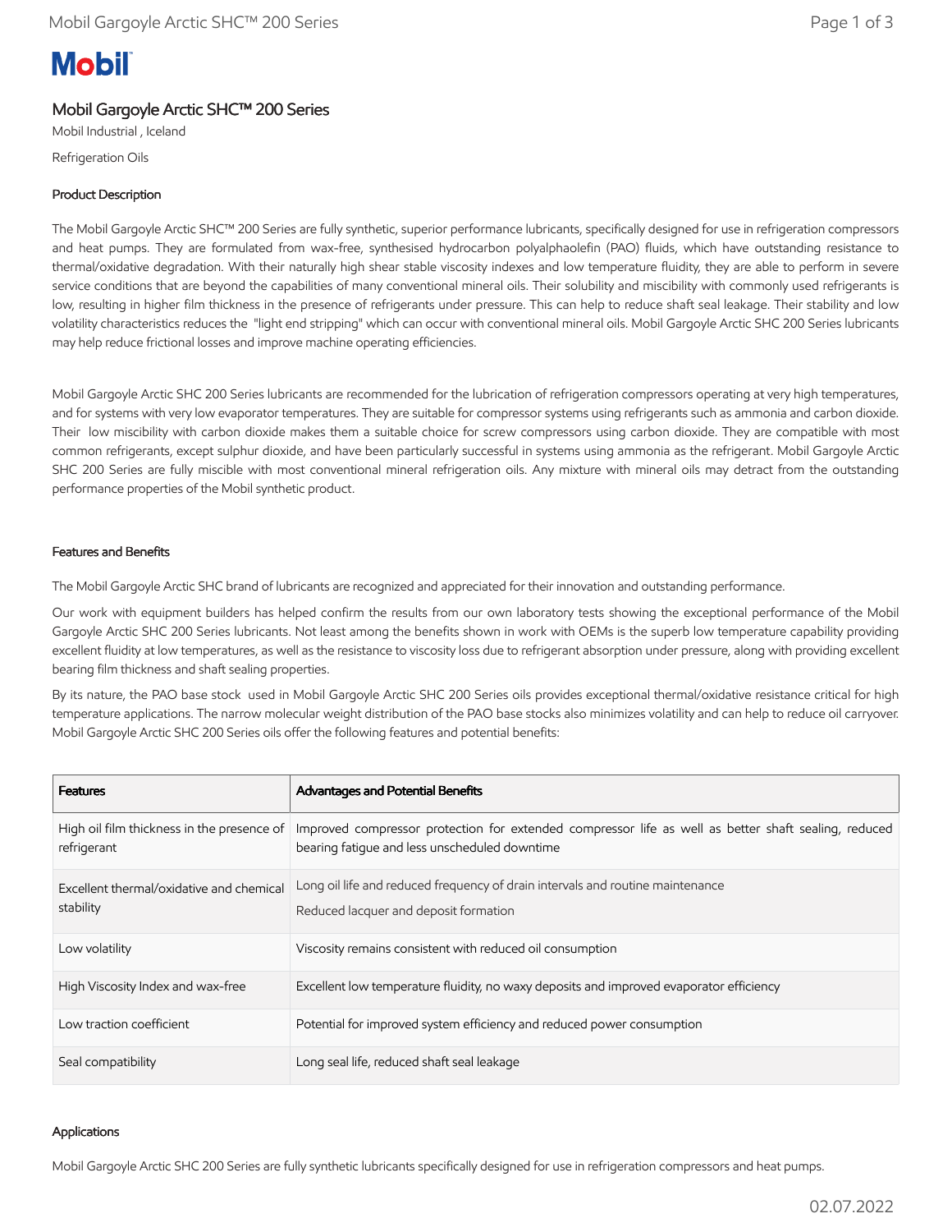# Mobil Gargoyle Arctic SHC™ 200 Series

Mobil Industrial , Iceland

Refrigeration Oils

## Product Description

The Mobil Gargoyle Arctic SHC™ 200 Series are fully synthetic, superior performance lubricants, specifically designed for use in refrigeration compressors and heat pumps. They are formulated from wax-free, synthesised hydrocarbon polyalphaolefin (PAO) fluids, which have outstanding resistance to thermal/oxidative degradation. With their naturally high shear stable viscosity indexes and low temperature fluidity, they are able to perform in severe service conditions that are beyond the capabilities of many conventional mineral oils. Their solubility and miscibility with commonly used refrigerants is low, resulting in higher film thickness in the presence of refrigerants under pressure. This can help to reduce shaft seal leakage. Their stability and low volatility characteristics reduces the "light end stripping" which can occur with conventional mineral oils. Mobil Gargoyle Arctic SHC 200 Series lubricants may help reduce frictional losses and improve machine operating efficiencies.

Mobil Gargoyle Arctic SHC 200 Series lubricants are recommended for the lubrication of refrigeration compressors operating at very high temperatures, and for systems with very low evaporator temperatures. They are suitable for compressor systems using refrigerants such as ammonia and carbon dioxide. Their low miscibility with carbon dioxide makes them a suitable choice for screw compressors using carbon dioxide. They are compatible with most common refrigerants, except sulphur dioxide, and have been particularly successful in systems using ammonia as the refrigerant. Mobil Gargoyle Arctic SHC 200 Series are fully miscible with most conventional mineral refrigeration oils. Any mixture with mineral oils may detract from the outstanding performance properties of the Mobil synthetic product.

## Features and Benefits

The Mobil Gargoyle Arctic SHC brand of lubricants are recognized and appreciated for their innovation and outstanding performance.

Our work with equipment builders has helped confirm the results from our own laboratory tests showing the exceptional performance of the Mobil Gargoyle Arctic SHC 200 Series lubricants. Not least among the benefits shown in work with OEMs is the superb low temperature capability providing excellent fluidity at low temperatures, as well as the resistance to viscosity loss due to refrigerant absorption under pressure, along with providing excellent bearing film thickness and shaft sealing properties.

By its nature, the PAO base stock used in Mobil Gargoyle Arctic SHC 200 Series oils provides exceptional thermal/oxidative resistance critical for high temperature applications. The narrow molecular weight distribution of the PAO base stocks also minimizes volatility and can help to reduce oil carryover. Mobil Gargoyle Arctic SHC 200 Series oils offer the following features and potential benefits:

| Features | Advantages and Potential Benefits |
| --- | --- |
| High oil film thickness in the presence of refrigerant | Improved compressor protection for extended compressor life as well as better shaft sealing, reduced bearing fatigue and less unscheduled downtime |
| Excellent thermal/oxidative and chemical stability | Long oil life and reduced frequency of drain intervals and routine maintenance<br>Reduced lacquer and deposit formation |
| Low volatility | Viscosity remains consistent with reduced oil consumption |
| High Viscosity Index and wax-free | Excellent low temperature fluidity, no waxy deposits and improved evaporator efficiency |
| Low traction coefficient | Potential for improved system efficiency and reduced power consumption |
| Seal compatibility | Long seal life, reduced shaft seal leakage |

## Applications

Mobil Gargoyle Arctic SHC 200 Series are fully synthetic lubricants specifically designed for use in refrigeration compressors and heat pumps.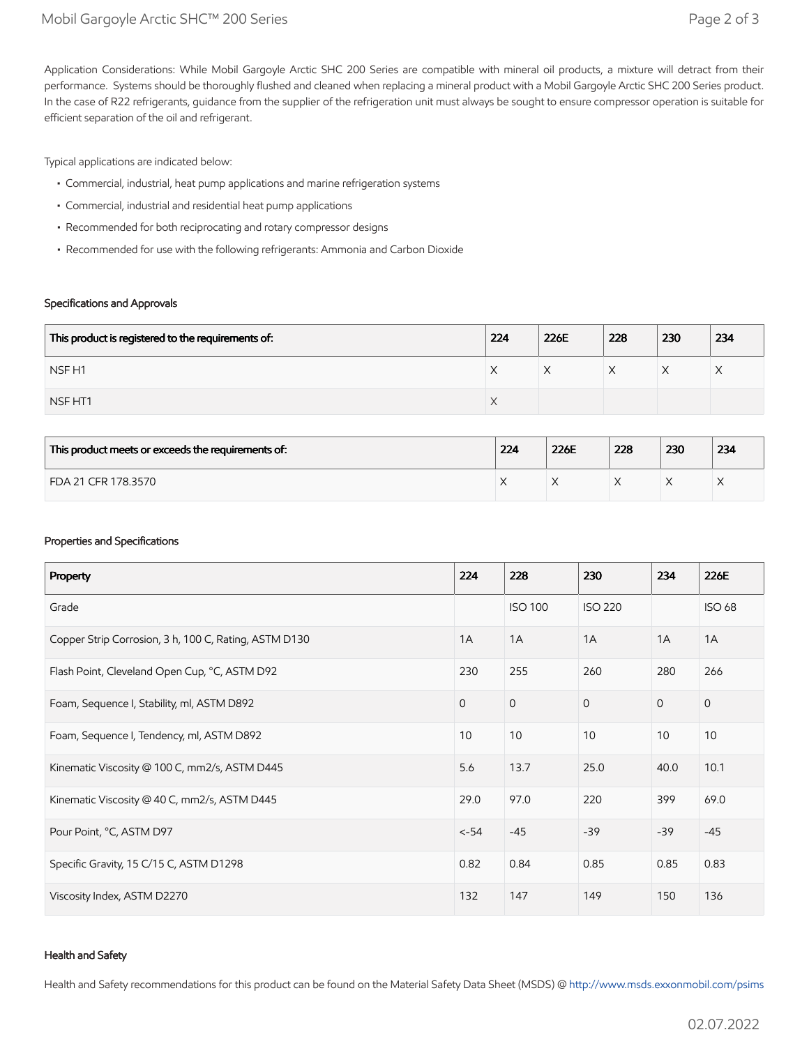Application Considerations: While Mobil Gargoyle Arctic SHC 200 Series are compatible with mineral oil products, a mixture will detract from their performance. Systems should be thoroughly flushed and cleaned when replacing a mineral product with a Mobil Gargoyle Arctic SHC 200 Series product. In the case of R22 refrigerants, guidance from the supplier of the refrigeration unit must always be sought to ensure compressor operation is suitable for efficient separation of the oil and refrigerant.

Typical applications are indicated below:

- Commercial, industrial, heat pump applications and marine refrigeration systems
- Commercial, industrial and residential heat pump applications
- Recommended for both reciprocating and rotary compressor designs
- Recommended for use with the following refrigerants: Ammonia and Carbon Dioxide

### Specifications and Approvals

| This product is registered to the requirements of: | 224 | 226E | 228 | 230 | 234 |
|---|---|---|---|---|---|
| NSF H1 | X | X | X | X | X |
| NSF HT1 | X | | | | |

| This product meets or exceeds the requirements of: | 224 | 226E | 228 | 230 | 234 |
|---|---|---|---|---|---|
| FDA 21 CFR 178.3570 | X | X | X | X | X |

### Properties and Specifications

| Property | 224 | 228 | 230 | 234 | 226E |
|---|---|---|---|---|---|
| Grade | | ISO 100 | ISO 220 | | ISO 68 |
| Copper Strip Corrosion, 3 h, 100 C, Rating, ASTM D130 | 1A | 1A | 1A | 1A | 1A |
| Flash Point, Cleveland Open Cup, °C, ASTM D92 | 230 | 255 | 260 | 280 | 266 |
| Foam, Sequence I, Stability, ml, ASTM D892 | 0 | 0 | 0 | 0 | 0 |
| Foam, Sequence I, Tendency, ml, ASTM D892 | 10 | 10 | 10 | 10 | 10 |
| Kinematic Viscosity @ 100 C, mm2/s, ASTM D445 | 5.6 | 13.7 | 25.0 | 40.0 | 10.1 |
| Kinematic Viscosity @ 40 C, mm2/s, ASTM D445 | 29.0 | 97.0 | 220 | 399 | 69.0 |
| Pour Point, °C, ASTM D97 | <-54 | -45 | -39 | -39 | -45 |
| Specific Gravity, 15 C/15 C, ASTM D1298 | 0.82 | 0.84 | 0.85 | 0.85 | 0.83 |
| Viscosity Index, ASTM D2270 | 132 | 147 | 149 | 150 | 136 |

### Health and Safety

Health and Safety recommendations for this product can be found on the Material Safety Data Sheet (MSDS) @ http://www.msds.exxonmobil.com/psims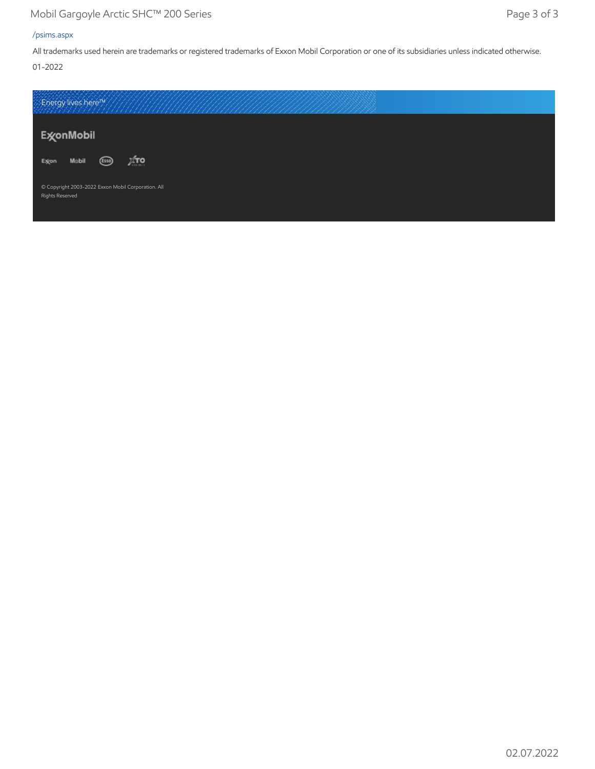/psims.aspx

All trademarks used herein are trademarks or registered trademarks of Exxon Mobil Corporation or one of its subsidiaries unless indicated otherwise.

01-2022

Energy lives here™

ExxonMobil

Exxon Mobil Esso XTO

© Copyright 2003-2022 Exxon Mobil Corporation. All Rights Reserved